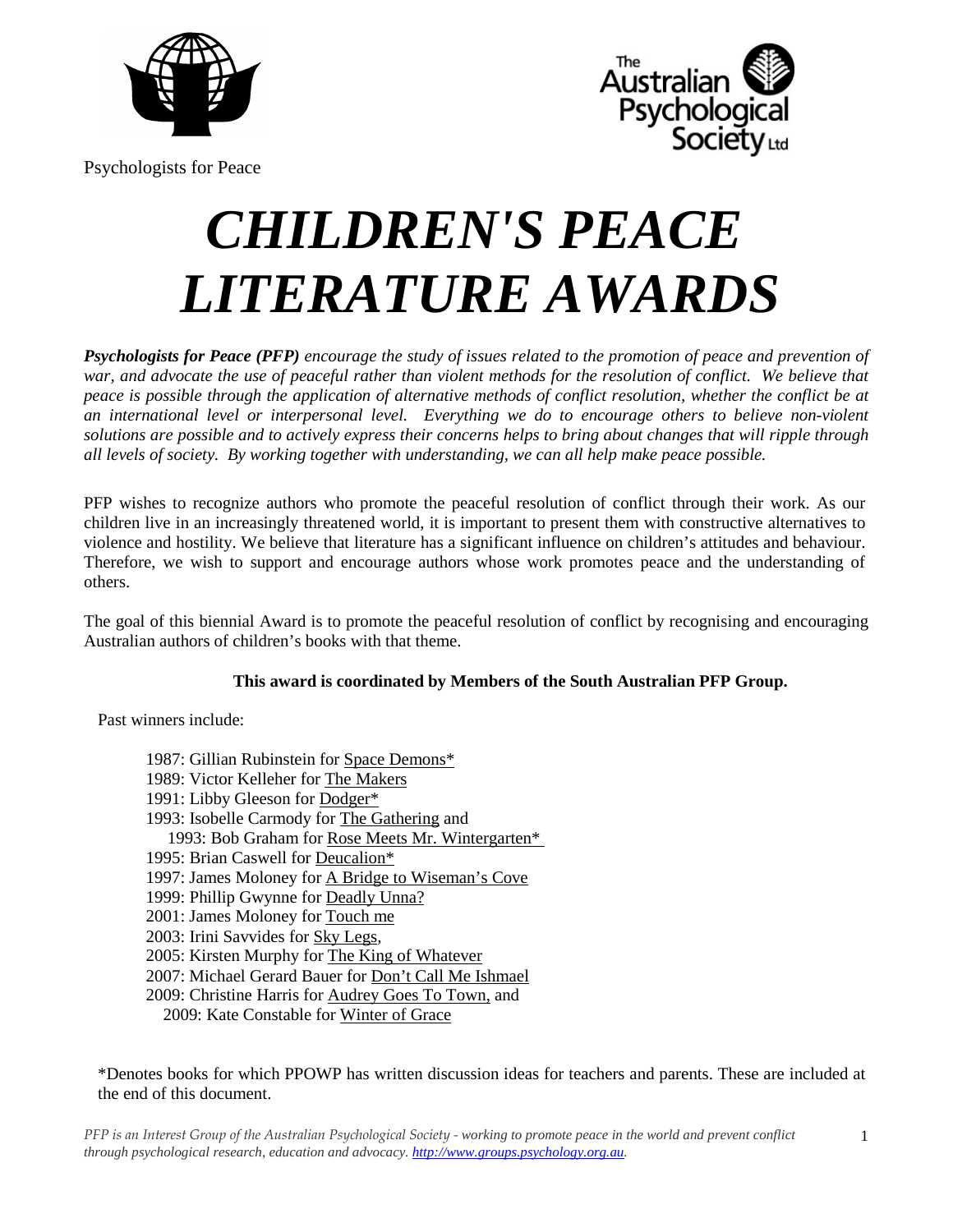Psychologists for Peace

# *CHILDREN'S PEACE LITERATURE AWARDS*

***Psychologists for Peace (PFP)*** *encourage the study of issues related to the promotion of peace and prevention of war, and advocate the use of peaceful rather than violent methods for the resolution of conflict. We believe that peace is possible through the application of alternative methods of conflict resolution, whether the conflict be at an international level or interpersonal level. Everything we do to encourage others to believe non-violent solutions are possible and to actively express their concerns helps to bring about changes that will ripple through all levels of society. By working together with understanding, we can all help make peace possible.*

PFP wishes to recognize authors who promote the peaceful resolution of conflict through their work. As our children live in an increasingly threatened world, it is important to present them with constructive alternatives to violence and hostility. We believe that literature has a significant influence on children's attitudes and behaviour. Therefore, we wish to support and encourage authors whose work promotes peace and the understanding of others.

The goal of this biennial Award is to promote the peaceful resolution of conflict by recognising and encouraging Australian authors of children's books with that theme.

**This award is coordinated by Members of the South Australian PFP Group.**

Past winners include:

- 1987: Gillian Rubinstein for Space Demons*
- 1989: Victor Kelleher for The Makers
- 1991: Libby Gleeson for Dodger*
- 1993: Isobelle Carmody for The Gathering and
  1993: Bob Graham for Rose Meets Mr. Wintergarten*
- 1995: Brian Caswell for Deucalion*
- 1997: James Moloney for A Bridge to Wiseman's Cove
- 1999: Phillip Gwynne for Deadly Unna?
- 2001: James Moloney for Touch me
- 2003: Irini Savvides for Sky Legs,
- 2005: Kirsten Murphy for The King of Whatever
- 2007: Michael Gerard Bauer for Don't Call Me Ishmael
- 2009: Christine Harris for Audrey Goes To Town, and
  2009: Kate Constable for Winter of Grace

*Denotes books for which PPOWP has written discussion ideas for teachers and parents. These are included at the end of this document.

*PFP is an Interest Group of the Australian Psychological Society - working to promote peace in the world and prevent conflict through psychological research, education and advocacy. http://www.groups.psychology.org.au.*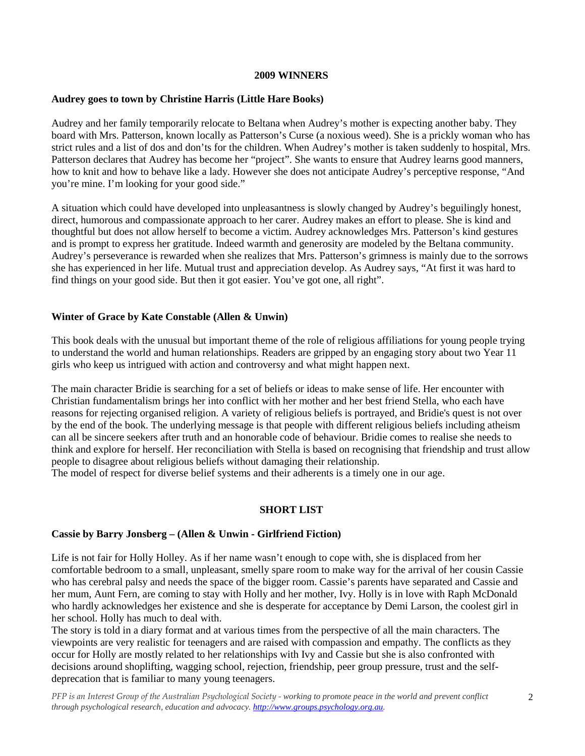## 2009 WINNERS

### Audrey goes to town by Christine Harris (Little Hare Books)

Audrey and her family temporarily relocate to Beltana when Audrey's mother is expecting another baby. They board with Mrs. Patterson, known locally as Patterson's Curse (a noxious weed). She is a prickly woman who has strict rules and a list of dos and don'ts for the children. When Audrey's mother is taken suddenly to hospital, Mrs. Patterson declares that Audrey has become her "project". She wants to ensure that Audrey learns good manners, how to knit and how to behave like a lady. However she does not anticipate Audrey's perceptive response, "And you're mine. I'm looking for your good side."

A situation which could have developed into unpleasantness is slowly changed by Audrey's beguilingly honest, direct, humorous and compassionate approach to her carer. Audrey makes an effort to please. She is kind and thoughtful but does not allow herself to become a victim. Audrey acknowledges Mrs. Patterson's kind gestures and is prompt to express her gratitude. Indeed warmth and generosity are modeled by the Beltana community. Audrey's perseverance is rewarded when she realizes that Mrs. Patterson's grimness is mainly due to the sorrows she has experienced in her life. Mutual trust and appreciation develop. As Audrey says, "At first it was hard to find things on your good side. But then it got easier. You've got one, all right".

### Winter of Grace by Kate Constable (Allen & Unwin)

This book deals with the unusual but important theme of the role of religious affiliations for young people trying to understand the world and human relationships. Readers are gripped by an engaging story about two Year 11 girls who keep us intrigued with action and controversy and what might happen next.

The main character Bridie is searching for a set of beliefs or ideas to make sense of life. Her encounter with Christian fundamentalism brings her into conflict with her mother and her best friend Stella, who each have reasons for rejecting organised religion. A variety of religious beliefs is portrayed, and Bridie's quest is not over by the end of the book. The underlying message is that people with different religious beliefs including atheism can all be sincere seekers after truth and an honorable code of behaviour. Bridie comes to realise she needs to think and explore for herself. Her reconciliation with Stella is based on recognising that friendship and trust allow people to disagree about religious beliefs without damaging their relationship.
The model of respect for diverse belief systems and their adherents is a timely one in our age.

## SHORT LIST

### Cassie by Barry Jonsberg – (Allen & Unwin - Girlfriend Fiction)

Life is not fair for Holly Holley. As if her name wasn't enough to cope with, she is displaced from her comfortable bedroom to a small, unpleasant, smelly spare room to make way for the arrival of her cousin Cassie who has cerebral palsy and needs the space of the bigger room. Cassie's parents have separated and Cassie and her mum, Aunt Fern, are coming to stay with Holly and her mother, Ivy. Holly is in love with Raph McDonald who hardly acknowledges her existence and she is desperate for acceptance by Demi Larson, the coolest girl in her school. Holly has much to deal with.
The story is told in a diary format and at various times from the perspective of all the main characters. The viewpoints are very realistic for teenagers and are raised with compassion and empathy. The conflicts as they occur for Holly are mostly related to her relationships with Ivy and Cassie but she is also confronted with decisions around shoplifting, wagging school, rejection, friendship, peer group pressure, trust and the self-deprecation that is familiar to many young teenagers.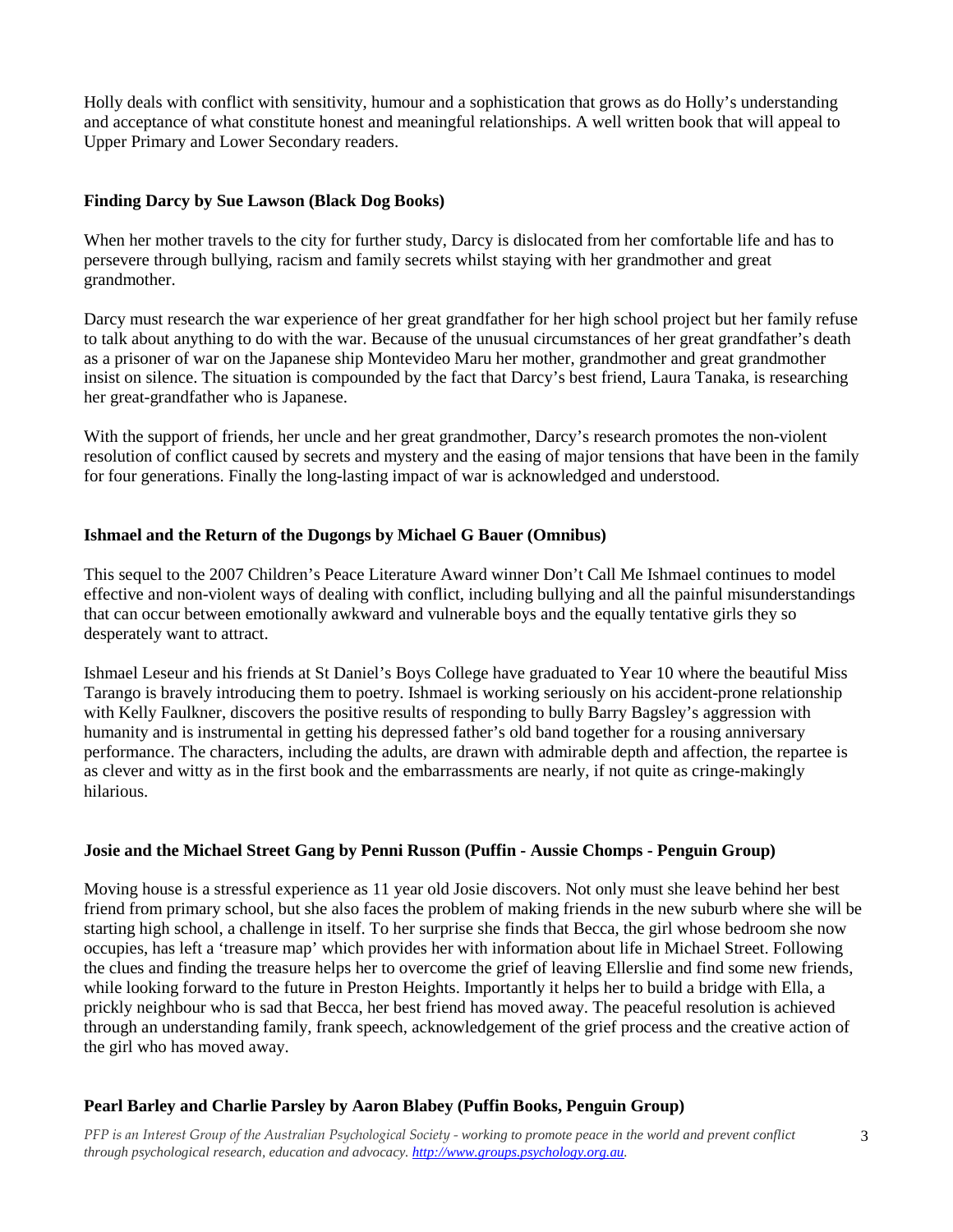Holly deals with conflict with sensitivity, humour and a sophistication that grows as do Holly's understanding and acceptance of what constitute honest and meaningful relationships. A well written book that will appeal to Upper Primary and Lower Secondary readers.

**Finding Darcy by Sue Lawson (Black Dog Books)**

When her mother travels to the city for further study, Darcy is dislocated from her comfortable life and has to persevere through bullying, racism and family secrets whilst staying with her grandmother and great grandmother.

Darcy must research the war experience of her great grandfather for her high school project but her family refuse to talk about anything to do with the war. Because of the unusual circumstances of her great grandfather's death as a prisoner of war on the Japanese ship Montevideo Maru her mother, grandmother and great grandmother insist on silence. The situation is compounded by the fact that Darcy's best friend, Laura Tanaka, is researching her great-grandfather who is Japanese.

With the support of friends, her uncle and her great grandmother, Darcy's research promotes the non-violent resolution of conflict caused by secrets and mystery and the easing of major tensions that have been in the family for four generations. Finally the long-lasting impact of war is acknowledged and understood.

**Ishmael and the Return of the Dugongs by Michael G Bauer (Omnibus)**

This sequel to the 2007 Children's Peace Literature Award winner Don't Call Me Ishmael continues to model effective and non-violent ways of dealing with conflict, including bullying and all the painful misunderstandings that can occur between emotionally awkward and vulnerable boys and the equally tentative girls they so desperately want to attract.

Ishmael Leseur and his friends at St Daniel's Boys College have graduated to Year 10 where the beautiful Miss Tarango is bravely introducing them to poetry. Ishmael is working seriously on his accident-prone relationship with Kelly Faulkner, discovers the positive results of responding to bully Barry Bagsley's aggression with humanity and is instrumental in getting his depressed father's old band together for a rousing anniversary performance. The characters, including the adults, are drawn with admirable depth and affection, the repartee is as clever and witty as in the first book and the embarrassments are nearly, if not quite as cringe-makingly hilarious.

**Josie and the Michael Street Gang by Penni Russon (Puffin - Aussie Chomps - Penguin Group)**

Moving house is a stressful experience as 11 year old Josie discovers. Not only must she leave behind her best friend from primary school, but she also faces the problem of making friends in the new suburb where she will be starting high school, a challenge in itself. To her surprise she finds that Becca, the girl whose bedroom she now occupies, has left a 'treasure map' which provides her with information about life in Michael Street. Following the clues and finding the treasure helps her to overcome the grief of leaving Ellerslie and find some new friends, while looking forward to the future in Preston Heights. Importantly it helps her to build a bridge with Ella, a prickly neighbour who is sad that Becca, her best friend has moved away. The peaceful resolution is achieved through an understanding family, frank speech, acknowledgement of the grief process and the creative action of the girl who has moved away.

**Pearl Barley and Charlie Parsley by Aaron Blabey (Puffin Books, Penguin Group)**

*PFP is an Interest Group of the Australian Psychological Society - working to promote peace in the world and prevent conflict through psychological research, education and advocacy. http://www.groups.psychology.org.au.*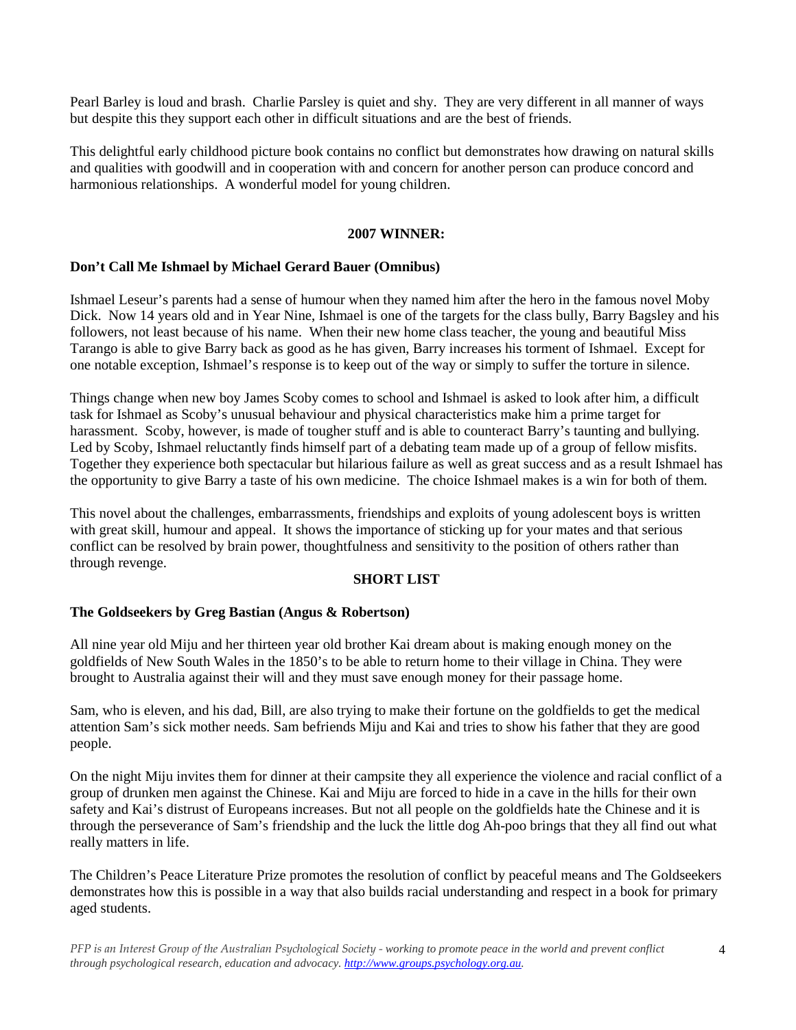Pearl Barley is loud and brash. Charlie Parsley is quiet and shy. They are very different in all manner of ways but despite this they support each other in difficult situations and are the best of friends.

This delightful early childhood picture book contains no conflict but demonstrates how drawing on natural skills and qualities with goodwill and in cooperation with and concern for another person can produce concord and harmonious relationships. A wonderful model for young children.

## 2007 WINNER:

**Don't Call Me Ishmael by Michael Gerard Bauer (Omnibus)**

Ishmael Leseur's parents had a sense of humour when they named him after the hero in the famous novel Moby Dick. Now 14 years old and in Year Nine, Ishmael is one of the targets for the class bully, Barry Bagsley and his followers, not least because of his name. When their new home class teacher, the young and beautiful Miss Tarango is able to give Barry back as good as he has given, Barry increases his torment of Ishmael. Except for one notable exception, Ishmael's response is to keep out of the way or simply to suffer the torture in silence.

Things change when new boy James Scoby comes to school and Ishmael is asked to look after him, a difficult task for Ishmael as Scoby's unusual behaviour and physical characteristics make him a prime target for harassment. Scoby, however, is made of tougher stuff and is able to counteract Barry's taunting and bullying. Led by Scoby, Ishmael reluctantly finds himself part of a debating team made up of a group of fellow misfits. Together they experience both spectacular but hilarious failure as well as great success and as a result Ishmael has the opportunity to give Barry a taste of his own medicine. The choice Ishmael makes is a win for both of them.

This novel about the challenges, embarrassments, friendships and exploits of young adolescent boys is written with great skill, humour and appeal. It shows the importance of sticking up for your mates and that serious conflict can be resolved by brain power, thoughtfulness and sensitivity to the position of others rather than through revenge.

## SHORT LIST

**The Goldseekers by Greg Bastian (Angus & Robertson)**

All nine year old Miju and her thirteen year old brother Kai dream about is making enough money on the goldfields of New South Wales in the 1850's to be able to return home to their village in China. They were brought to Australia against their will and they must save enough money for their passage home.

Sam, who is eleven, and his dad, Bill, are also trying to make their fortune on the goldfields to get the medical attention Sam's sick mother needs. Sam befriends Miju and Kai and tries to show his father that they are good people.

On the night Miju invites them for dinner at their campsite they all experience the violence and racial conflict of a group of drunken men against the Chinese. Kai and Miju are forced to hide in a cave in the hills for their own safety and Kai's distrust of Europeans increases. But not all people on the goldfields hate the Chinese and it is through the perseverance of Sam's friendship and the luck the little dog Ah-poo brings that they all find out what really matters in life.

The Children's Peace Literature Prize promotes the resolution of conflict by peaceful means and The Goldseekers demonstrates how this is possible in a way that also builds racial understanding and respect in a book for primary aged students.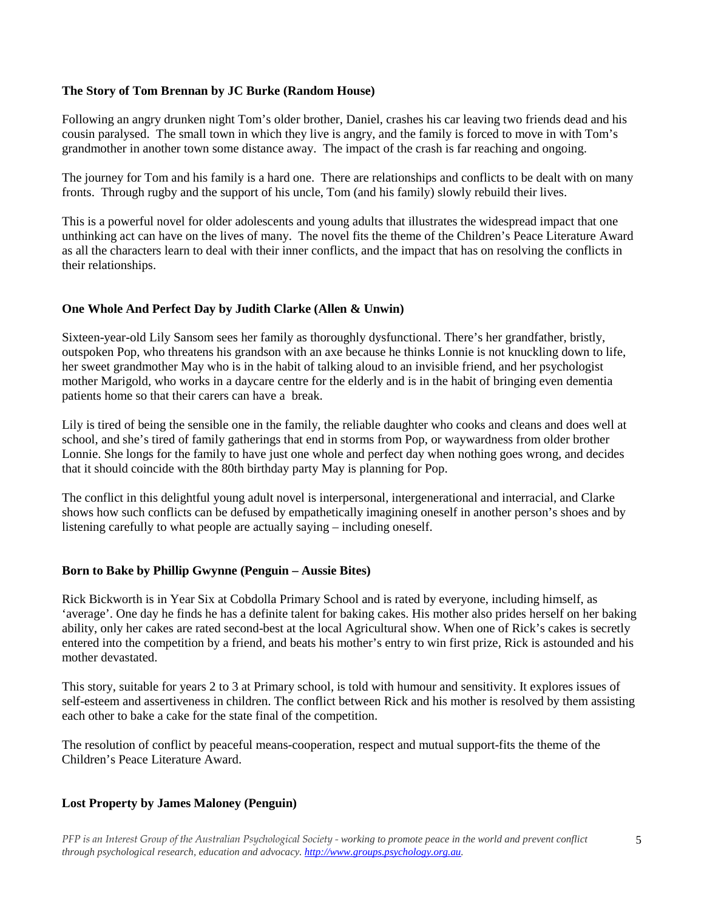**The Story of Tom Brennan by JC Burke (Random House)**

Following an angry drunken night Tom's older brother, Daniel, crashes his car leaving two friends dead and his cousin paralysed. The small town in which they live is angry, and the family is forced to move in with Tom's grandmother in another town some distance away. The impact of the crash is far reaching and ongoing.

The journey for Tom and his family is a hard one. There are relationships and conflicts to be dealt with on many fronts. Through rugby and the support of his uncle, Tom (and his family) slowly rebuild their lives.

This is a powerful novel for older adolescents and young adults that illustrates the widespread impact that one unthinking act can have on the lives of many. The novel fits the theme of the Children's Peace Literature Award as all the characters learn to deal with their inner conflicts, and the impact that has on resolving the conflicts in their relationships.

**One Whole And Perfect Day by Judith Clarke (Allen & Unwin)**

Sixteen-year-old Lily Sansom sees her family as thoroughly dysfunctional. There's her grandfather, bristly, outspoken Pop, who threatens his grandson with an axe because he thinks Lonnie is not knuckling down to life, her sweet grandmother May who is in the habit of talking aloud to an invisible friend, and her psychologist mother Marigold, who works in a daycare centre for the elderly and is in the habit of bringing even dementia patients home so that their carers can have a break.

Lily is tired of being the sensible one in the family, the reliable daughter who cooks and cleans and does well at school, and she's tired of family gatherings that end in storms from Pop, or waywardness from older brother Lonnie. She longs for the family to have just one whole and perfect day when nothing goes wrong, and decides that it should coincide with the 80th birthday party May is planning for Pop.

The conflict in this delightful young adult novel is interpersonal, intergenerational and interracial, and Clarke shows how such conflicts can be defused by empathetically imagining oneself in another person's shoes and by listening carefully to what people are actually saying – including oneself.

**Born to Bake by Phillip Gwynne (Penguin – Aussie Bites)**

Rick Bickworth is in Year Six at Cobdolla Primary School and is rated by everyone, including himself, as 'average'. One day he finds he has a definite talent for baking cakes. His mother also prides herself on her baking ability, only her cakes are rated second-best at the local Agricultural show. When one of Rick's cakes is secretly entered into the competition by a friend, and beats his mother's entry to win first prize, Rick is astounded and his mother devastated.

This story, suitable for years 2 to 3 at Primary school, is told with humour and sensitivity. It explores issues of self-esteem and assertiveness in children. The conflict between Rick and his mother is resolved by them assisting each other to bake a cake for the state final of the competition.

The resolution of conflict by peaceful means-cooperation, respect and mutual support-fits the theme of the Children's Peace Literature Award.

**Lost Property by James Maloney (Penguin)**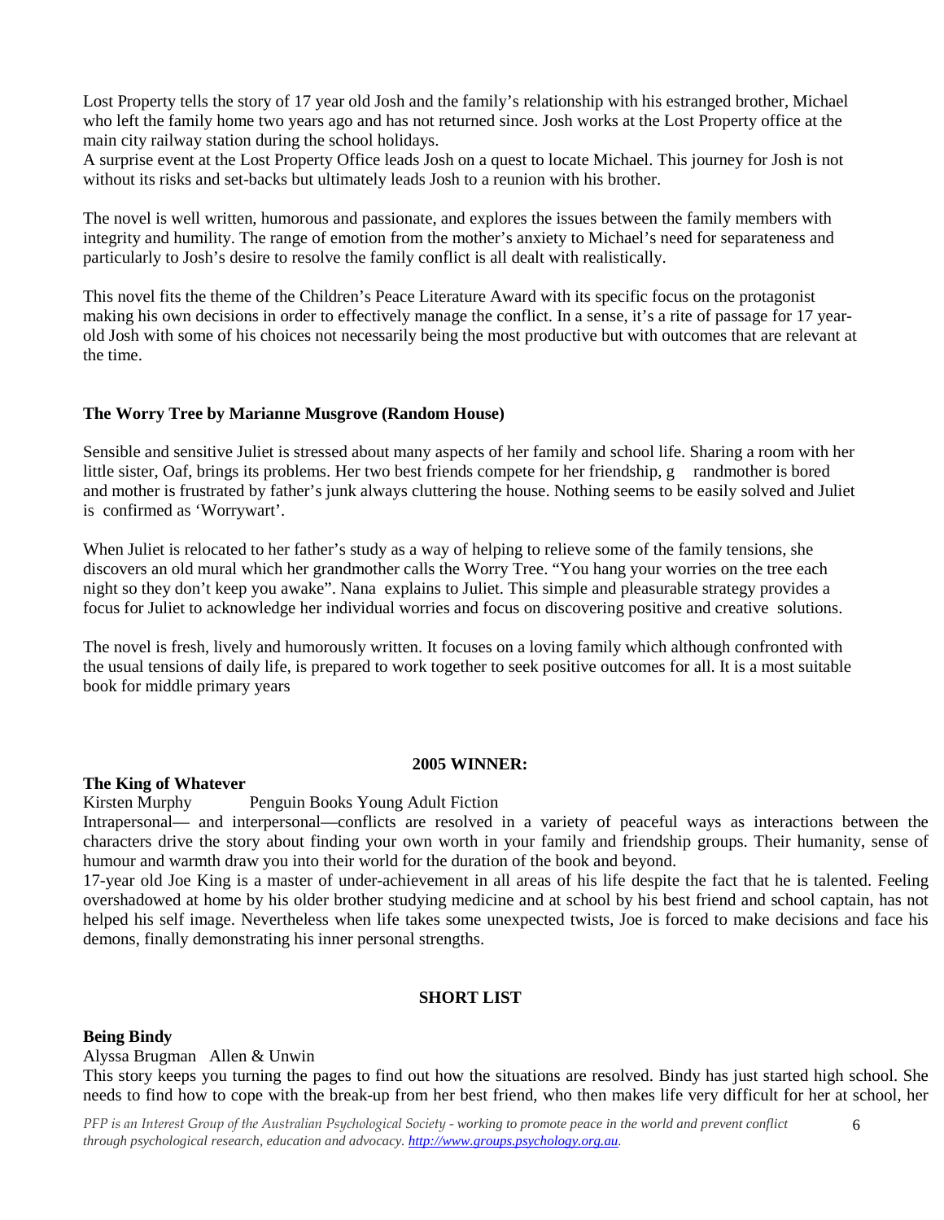Lost Property tells the story of 17 year old Josh and the family's relationship with his estranged brother, Michael who left the family home two years ago and has not returned since. Josh works at the Lost Property office at the main city railway station during the school holidays.
A surprise event at the Lost Property Office leads Josh on a quest to locate Michael. This journey for Josh is not without its risks and set-backs but ultimately leads Josh to a reunion with his brother.

The novel is well written, humorous and passionate, and explores the issues between the family members with integrity and humility. The range of emotion from the mother's anxiety to Michael's need for separateness and particularly to Josh's desire to resolve the family conflict is all dealt with realistically.

This novel fits the theme of the Children's Peace Literature Award with its specific focus on the protagonist making his own decisions in order to effectively manage the conflict. In a sense, it's a rite of passage for 17 year-old Josh with some of his choices not necessarily being the most productive but with outcomes that are relevant at the time.

**The Worry Tree by Marianne Musgrove (Random House)**

Sensible and sensitive Juliet is stressed about many aspects of her family and school life. Sharing a room with her little sister, Oaf, brings its problems. Her two best friends compete for her friendship, g randmother is bored and mother is frustrated by father's junk always cluttering the house. Nothing seems to be easily solved and Juliet is confirmed as 'Worrywart'.

When Juliet is relocated to her father's study as a way of helping to relieve some of the family tensions, she discovers an old mural which her grandmother calls the Worry Tree. "You hang your worries on the tree each night so they don't keep you awake". Nana explains to Juliet. This simple and pleasurable strategy provides a focus for Juliet to acknowledge her individual worries and focus on discovering positive and creative solutions.

The novel is fresh, lively and humorously written. It focuses on a loving family which although confronted with the usual tensions of daily life, is prepared to work together to seek positive outcomes for all. It is a most suitable book for middle primary years

**2005 WINNER:**

**The King of Whatever**
Kirsten Murphy Penguin Books Young Adult Fiction
Intrapersonal— and interpersonal—conflicts are resolved in a variety of peaceful ways as interactions between the characters drive the story about finding your own worth in your family and friendship groups. Their humanity, sense of humour and warmth draw you into their world for the duration of the book and beyond.
17-year old Joe King is a master of under-achievement in all areas of his life despite the fact that he is talented. Feeling overshadowed at home by his older brother studying medicine and at school by his best friend and school captain, has not helped his self image. Nevertheless when life takes some unexpected twists, Joe is forced to make decisions and face his demons, finally demonstrating his inner personal strengths.

**SHORT LIST**

**Being Bindy**
Alyssa Brugman Allen & Unwin
This story keeps you turning the pages to find out how the situations are resolved. Bindy has just started high school. She needs to find how to cope with the break-up from her best friend, who then makes life very difficult for her at school, her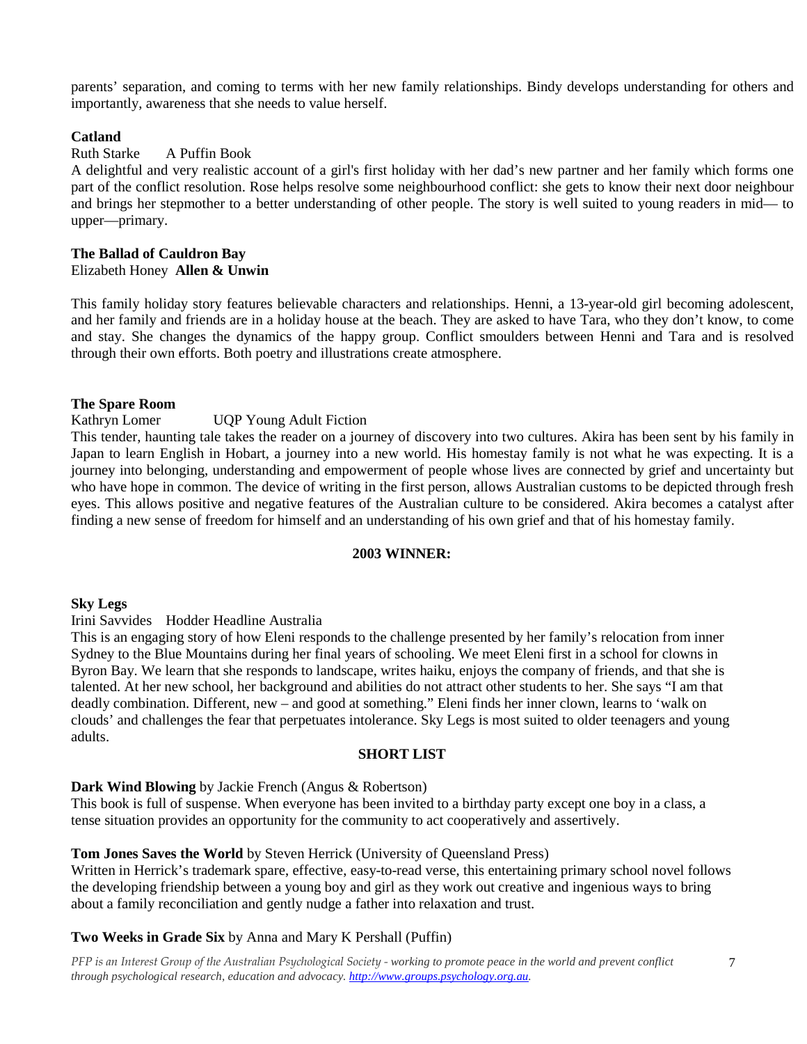parents' separation, and coming to terms with her new family relationships. Bindy develops understanding for others and importantly, awareness that she needs to value herself.

**Catland**

Ruth Starke A Puffin Book

A delightful and very realistic account of a girl's first holiday with her dad's new partner and her family which forms one part of the conflict resolution. Rose helps resolve some neighbourhood conflict: she gets to know their next door neighbour and brings her stepmother to a better understanding of other people. The story is well suited to young readers in mid— to upper—primary.

**The Ballad of Cauldron Bay**

Elizabeth Honey **Allen & Unwin**

This family holiday story features believable characters and relationships. Henni, a 13-year-old girl becoming adolescent, and her family and friends are in a holiday house at the beach. They are asked to have Tara, who they don't know, to come and stay. She changes the dynamics of the happy group. Conflict smoulders between Henni and Tara and is resolved through their own efforts. Both poetry and illustrations create atmosphere.

**The Spare Room**

Kathryn Lomer UQP Young Adult Fiction

This tender, haunting tale takes the reader on a journey of discovery into two cultures. Akira has been sent by his family in Japan to learn English in Hobart, a journey into a new world. His homestay family is not what he was expecting. It is a journey into belonging, understanding and empowerment of people whose lives are connected by grief and uncertainty but who have hope in common. The device of writing in the first person, allows Australian customs to be depicted through fresh eyes. This allows positive and negative features of the Australian culture to be considered. Akira becomes a catalyst after finding a new sense of freedom for himself and an understanding of his own grief and that of his homestay family.

**2003 WINNER:**

**Sky Legs**

Irini Savvides Hodder Headline Australia

This is an engaging story of how Eleni responds to the challenge presented by her family's relocation from inner Sydney to the Blue Mountains during her final years of schooling. We meet Eleni first in a school for clowns in Byron Bay. We learn that she responds to landscape, writes haiku, enjoys the company of friends, and that she is talented. At her new school, her background and abilities do not attract other students to her. She says "I am that deadly combination. Different, new – and good at something." Eleni finds her inner clown, learns to 'walk on clouds' and challenges the fear that perpetuates intolerance. Sky Legs is most suited to older teenagers and young adults.

**SHORT LIST**

**Dark Wind Blowing** by Jackie French (Angus & Robertson)

This book is full of suspense. When everyone has been invited to a birthday party except one boy in a class, a tense situation provides an opportunity for the community to act cooperatively and assertively.

**Tom Jones Saves the World** by Steven Herrick (University of Queensland Press)

Written in Herrick's trademark spare, effective, easy-to-read verse, this entertaining primary school novel follows the developing friendship between a young boy and girl as they work out creative and ingenious ways to bring about a family reconciliation and gently nudge a father into relaxation and trust.

**Two Weeks in Grade Six** by Anna and Mary K Pershall (Puffin)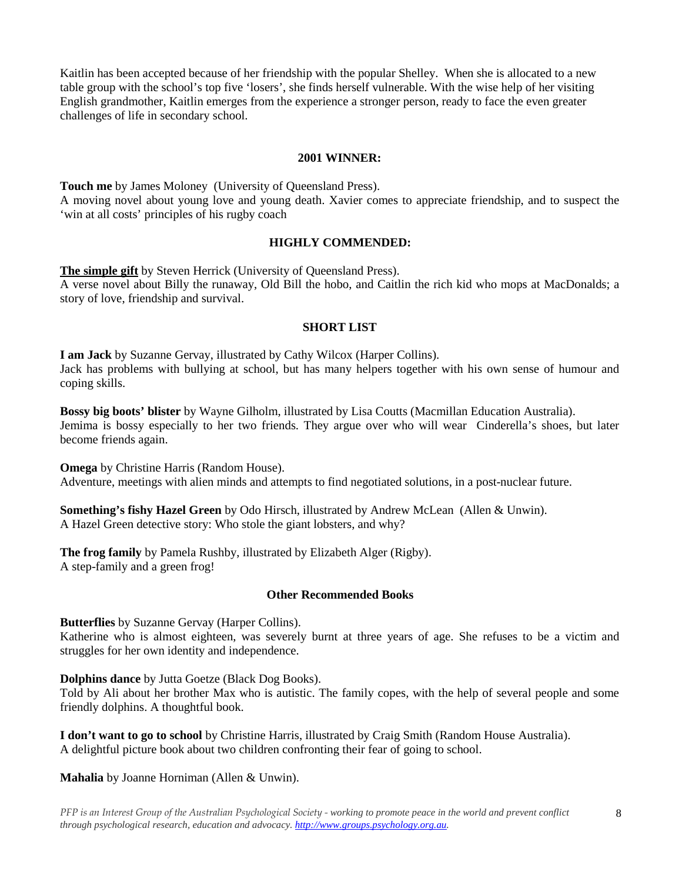Kaitlin has been accepted because of her friendship with the popular Shelley. When she is allocated to a new table group with the school's top five 'losers', she finds herself vulnerable. With the wise help of her visiting English grandmother, Kaitlin emerges from the experience a stronger person, ready to face the even greater challenges of life in secondary school.

**2001 WINNER:**

**Touch me** by James Moloney (University of Queensland Press).
A moving novel about young love and young death. Xavier comes to appreciate friendship, and to suspect the 'win at all costs' principles of his rugby coach

**HIGHLY COMMENDED:**

**The simple gift** by Steven Herrick (University of Queensland Press).
A verse novel about Billy the runaway, Old Bill the hobo, and Caitlin the rich kid who mops at MacDonalds; a story of love, friendship and survival.

**SHORT LIST**

**I am Jack** by Suzanne Gervay, illustrated by Cathy Wilcox (Harper Collins).
Jack has problems with bullying at school, but has many helpers together with his own sense of humour and coping skills.

**Bossy big boots' blister** by Wayne Gilholm, illustrated by Lisa Coutts (Macmillan Education Australia).
Jemima is bossy especially to her two friends. They argue over who will wear Cinderella's shoes, but later become friends again.

**Omega** by Christine Harris (Random House).
Adventure, meetings with alien minds and attempts to find negotiated solutions, in a post-nuclear future.

**Something's fishy Hazel Green** by Odo Hirsch, illustrated by Andrew McLean (Allen & Unwin).
A Hazel Green detective story: Who stole the giant lobsters, and why?

**The frog family** by Pamela Rushby, illustrated by Elizabeth Alger (Rigby).
A step-family and a green frog!

**Other Recommended Books**

**Butterflies** by Suzanne Gervay (Harper Collins).
Katherine who is almost eighteen, was severely burnt at three years of age. She refuses to be a victim and struggles for her own identity and independence.

**Dolphins dance** by Jutta Goetze (Black Dog Books).
Told by Ali about her brother Max who is autistic. The family copes, with the help of several people and some friendly dolphins. A thoughtful book.

**I don't want to go to school** by Christine Harris, illustrated by Craig Smith (Random House Australia).
A delightful picture book about two children confronting their fear of going to school.

**Mahalia** by Joanne Horniman (Allen & Unwin).

*PFP is an Interest Group of the Australian Psychological Society - working to promote peace in the world and prevent conflict through psychological research, education and advocacy. http://www.groups.psychology.org.au.*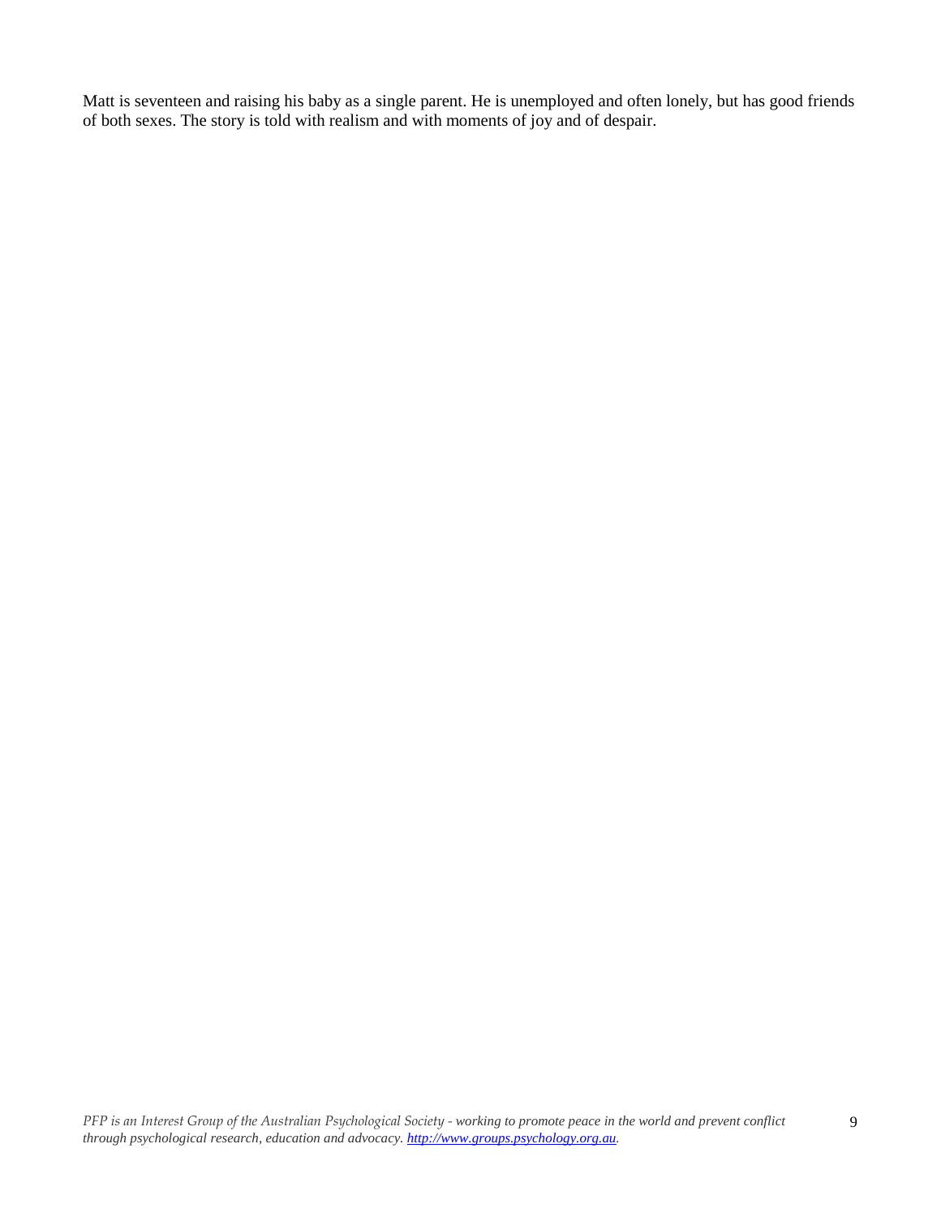Matt is seventeen and raising his baby as a single parent. He is unemployed and often lonely, but has good friends of both sexes. The story is told with realism and with moments of joy and of despair.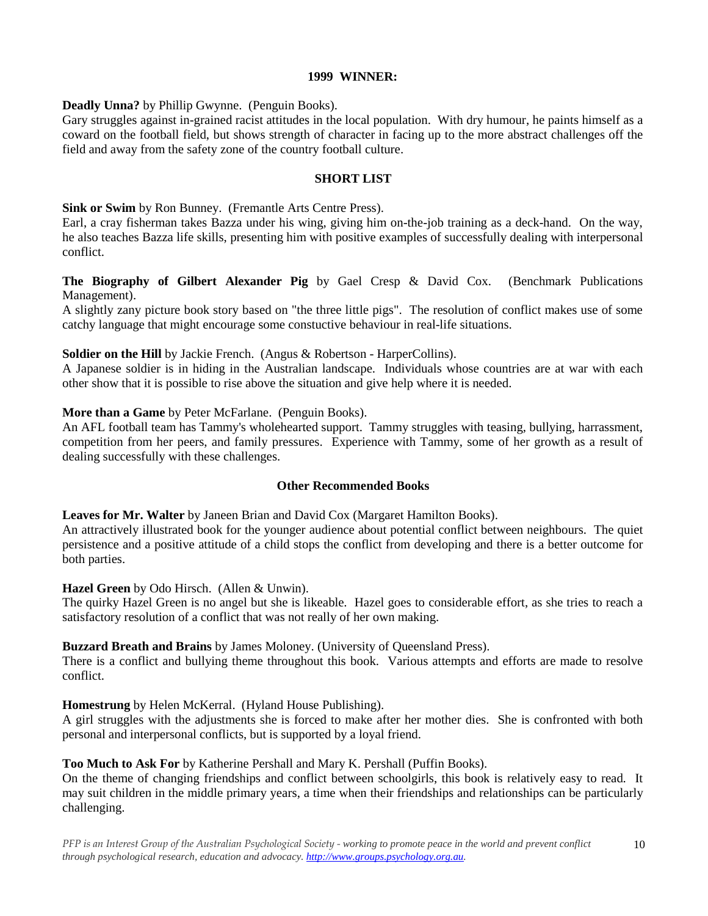**1999 WINNER:**

**Deadly Unna?** by Phillip Gwynne. (Penguin Books).
Gary struggles against in-grained racist attitudes in the local population. With dry humour, he paints himself as a coward on the football field, but shows strength of character in facing up to the more abstract challenges off the field and away from the safety zone of the country football culture.

**SHORT LIST**

**Sink or Swim** by Ron Bunney. (Fremantle Arts Centre Press).
Earl, a cray fisherman takes Bazza under his wing, giving him on-the-job training as a deck-hand. On the way, he also teaches Bazza life skills, presenting him with positive examples of successfully dealing with interpersonal conflict.

**The Biography of Gilbert Alexander Pig** by Gael Cresp & David Cox. (Benchmark Publications Management).
A slightly zany picture book story based on "the three little pigs". The resolution of conflict makes use of some catchy language that might encourage some constuctive behaviour in real-life situations.

**Soldier on the Hill** by Jackie French. (Angus & Robertson - HarperCollins).
A Japanese soldier is in hiding in the Australian landscape. Individuals whose countries are at war with each other show that it is possible to rise above the situation and give help where it is needed.

**More than a Game** by Peter McFarlane. (Penguin Books).
An AFL football team has Tammy's wholehearted support. Tammy struggles with teasing, bullying, harrassment, competition from her peers, and family pressures. Experience with Tammy, some of her growth as a result of dealing successfully with these challenges.

**Other Recommended Books**

**Leaves for Mr. Walter** by Janeen Brian and David Cox (Margaret Hamilton Books).
An attractively illustrated book for the younger audience about potential conflict between neighbours. The quiet persistence and a positive attitude of a child stops the conflict from developing and there is a better outcome for both parties.

**Hazel Green** by Odo Hirsch. (Allen & Unwin).
The quirky Hazel Green is no angel but she is likeable. Hazel goes to considerable effort, as she tries to reach a satisfactory resolution of a conflict that was not really of her own making.

**Buzzard Breath and Brains** by James Moloney. (University of Queensland Press).
There is a conflict and bullying theme throughout this book. Various attempts and efforts are made to resolve conflict.

**Homestrung** by Helen McKerral. (Hyland House Publishing).
A girl struggles with the adjustments she is forced to make after her mother dies. She is confronted with both personal and interpersonal conflicts, but is supported by a loyal friend.

**Too Much to Ask For** by Katherine Pershall and Mary K. Pershall (Puffin Books).
On the theme of changing friendships and conflict between schoolgirls, this book is relatively easy to read. It may suit children in the middle primary years, a time when their friendships and relationships can be particularly challenging.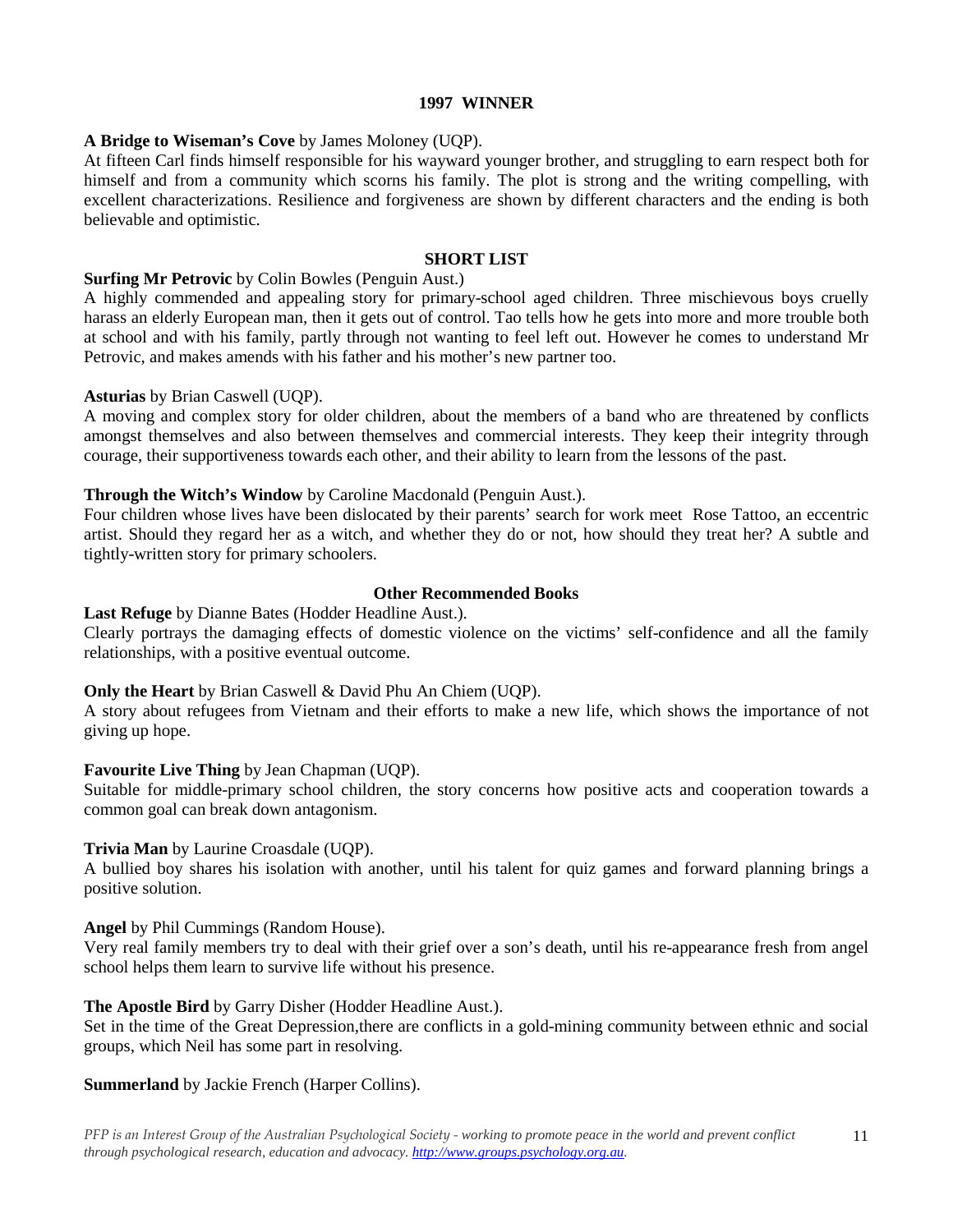**1997 WINNER**

**A Bridge to Wiseman's Cove** by James Moloney (UQP).
At fifteen Carl finds himself responsible for his wayward younger brother, and struggling to earn respect both for himself and from a community which scorns his family. The plot is strong and the writing compelling, with excellent characterizations. Resilience and forgiveness are shown by different characters and the ending is both believable and optimistic.

**SHORT LIST**

**Surfing Mr Petrovic** by Colin Bowles (Penguin Aust.)
A highly commended and appealing story for primary-school aged children. Three mischievous boys cruelly harass an elderly European man, then it gets out of control. Tao tells how he gets into more and more trouble both at school and with his family, partly through not wanting to feel left out. However he comes to understand Mr Petrovic, and makes amends with his father and his mother's new partner too.

**Asturias** by Brian Caswell (UQP).
A moving and complex story for older children, about the members of a band who are threatened by conflicts amongst themselves and also between themselves and commercial interests. They keep their integrity through courage, their supportiveness towards each other, and their ability to learn from the lessons of the past.

**Through the Witch's Window** by Caroline Macdonald (Penguin Aust.).
Four children whose lives have been dislocated by their parents' search for work meet Rose Tattoo, an eccentric artist. Should they regard her as a witch, and whether they do or not, how should they treat her? A subtle and tightly-written story for primary schoolers.

**Other Recommended Books**

**Last Refuge** by Dianne Bates (Hodder Headline Aust.).
Clearly portrays the damaging effects of domestic violence on the victims' self-confidence and all the family relationships, with a positive eventual outcome.

**Only the Heart** by Brian Caswell & David Phu An Chiem (UQP).
A story about refugees from Vietnam and their efforts to make a new life, which shows the importance of not giving up hope.

**Favourite Live Thing** by Jean Chapman (UQP).
Suitable for middle-primary school children, the story concerns how positive acts and cooperation towards a common goal can break down antagonism.

**Trivia Man** by Laurine Croasdale (UQP).
A bullied boy shares his isolation with another, until his talent for quiz games and forward planning brings a positive solution.

**Angel** by Phil Cummings (Random House).
Very real family members try to deal with their grief over a son's death, until his re-appearance fresh from angel school helps them learn to survive life without his presence.

**The Apostle Bird** by Garry Disher (Hodder Headline Aust.).
Set in the time of the Great Depression,there are conflicts in a gold-mining community between ethnic and social groups, which Neil has some part in resolving.

**Summerland** by Jackie French (Harper Collins).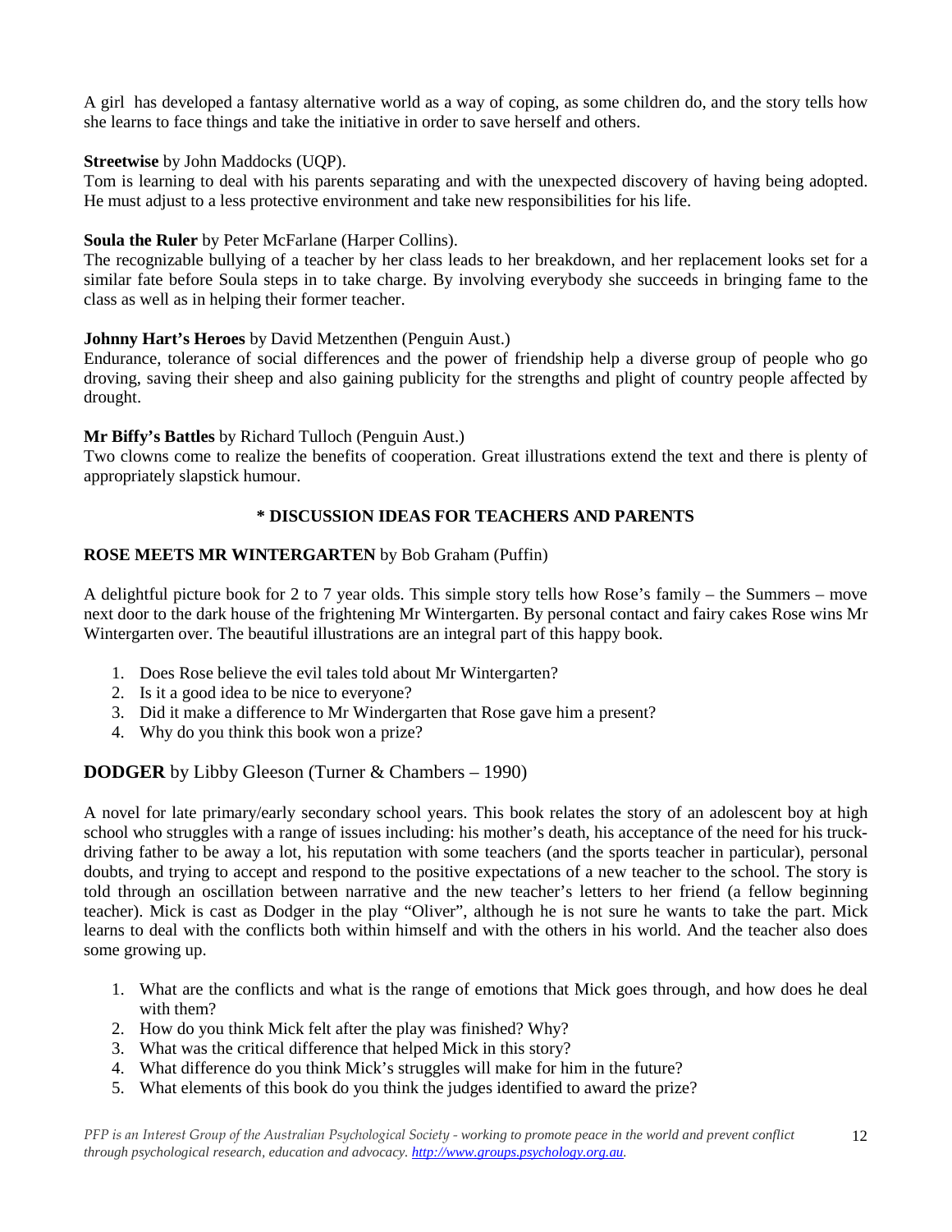A girl  has developed a fantasy alternative world as a way of coping, as some children do, and the story tells how she learns to face things and take the initiative in order to save herself and others.

**Streetwise** by John Maddocks (UQP).
Tom is learning to deal with his parents separating and with the unexpected discovery of having being adopted. He must adjust to a less protective environment and take new responsibilities for his life.

**Soula the Ruler** by Peter McFarlane (Harper Collins).
The recognizable bullying of a teacher by her class leads to her breakdown, and her replacement looks set for a similar fate before Soula steps in to take charge. By involving everybody she succeeds in bringing fame to the class as well as in helping their former teacher.

**Johnny Hart's Heroes** by David Metzenthen (Penguin Aust.)
Endurance, tolerance of social differences and the power of friendship help a diverse group of people who go droving, saving their sheep and also gaining publicity for the strengths and plight of country people affected by drought.

**Mr Biffy's Battles** by Richard Tulloch (Penguin Aust.)
Two clowns come to realize the benefits of cooperation. Great illustrations extend the text and there is plenty of appropriately slapstick humour.

## * DISCUSSION IDEAS FOR TEACHERS AND PARENTS

**ROSE MEETS MR WINTERGARTEN** by Bob Graham (Puffin)

A delightful picture book for 2 to 7 year olds. This simple story tells how Rose's family – the Summers – move next door to the dark house of the frightening Mr Wintergarten. By personal contact and fairy cakes Rose wins Mr Wintergarten over. The beautiful illustrations are an integral part of this happy book.

1. Does Rose believe the evil tales told about Mr Wintergarten?
2. Is it a good idea to be nice to everyone?
3. Did it make a difference to Mr Windergarten that Rose gave him a present?
4. Why do you think this book won a prize?

### **DODGER** by Libby Gleeson (Turner & Chambers – 1990)

A novel for late primary/early secondary school years. This book relates the story of an adolescent boy at high school who struggles with a range of issues including: his mother's death, his acceptance of the need for his truck-driving father to be away a lot, his reputation with some teachers (and the sports teacher in particular), personal doubts, and trying to accept and respond to the positive expectations of a new teacher to the school. The story is told through an oscillation between narrative and the new teacher's letters to her friend (a fellow beginning teacher). Mick is cast as Dodger in the play "Oliver", although he is not sure he wants to take the part. Mick learns to deal with the conflicts both within himself and with the others in his world. And the teacher also does some growing up.

1. What are the conflicts and what is the range of emotions that Mick goes through, and how does he deal with them?
2. How do you think Mick felt after the play was finished? Why?
3. What was the critical difference that helped Mick in this story?
4. What difference do you think Mick's struggles will make for him in the future?
5. What elements of this book do you think the judges identified to award the prize?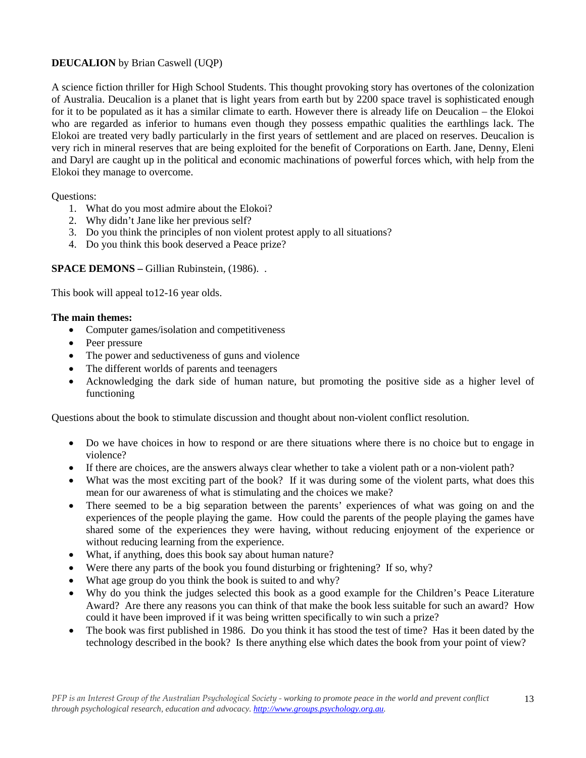**DEUCALION** by Brian Caswell (UQP)

A science fiction thriller for High School Students. This thought provoking story has overtones of the colonization of Australia. Deucalion is a planet that is light years from earth but by 2200 space travel is sophisticated enough for it to be populated as it has a similar climate to earth. However there is already life on Deucalion – the Elokoi who are regarded as inferior to humans even though they possess empathic qualities the earthlings lack. The Elokoi are treated very badly particularly in the first years of settlement and are placed on reserves. Deucalion is very rich in mineral reserves that are being exploited for the benefit of Corporations on Earth. Jane, Denny, Eleni and Daryl are caught up in the political and economic machinations of powerful forces which, with help from the Elokoi they manage to overcome.

Questions:

1. What do you most admire about the Elokoi?
2. Why didn't Jane like her previous self?
3. Do you think the principles of non violent protest apply to all situations?
4. Do you think this book deserved a Peace prize?

**SPACE DEMONS –** Gillian Rubinstein, (1986). .

This book will appeal to12-16 year olds.

**The main themes:**

- Computer games/isolation and competitiveness
- Peer pressure
- The power and seductiveness of guns and violence
- The different worlds of parents and teenagers
- Acknowledging the dark side of human nature, but promoting the positive side as a higher level of functioning

Questions about the book to stimulate discussion and thought about non-violent conflict resolution.

- Do we have choices in how to respond or are there situations where there is no choice but to engage in violence?
- If there are choices, are the answers always clear whether to take a violent path or a non-violent path?
- What was the most exciting part of the book? If it was during some of the violent parts, what does this mean for our awareness of what is stimulating and the choices we make?
- There seemed to be a big separation between the parents' experiences of what was going on and the experiences of the people playing the game. How could the parents of the people playing the games have shared some of the experiences they were having, without reducing enjoyment of the experience or without reducing learning from the experience.
- What, if anything, does this book say about human nature?
- Were there any parts of the book you found disturbing or frightening? If so, why?
- What age group do you think the book is suited to and why?
- Why do you think the judges selected this book as a good example for the Children's Peace Literature Award? Are there any reasons you can think of that make the book less suitable for such an award? How could it have been improved if it was being written specifically to win such a prize?
- The book was first published in 1986. Do you think it has stood the test of time? Has it been dated by the technology described in the book? Is there anything else which dates the book from your point of view?

*PFP is an Interest Group of the Australian Psychological Society - working to promote peace in the world and prevent conflict through psychological research, education and advocacy. http://www.groups.psychology.org.au.*